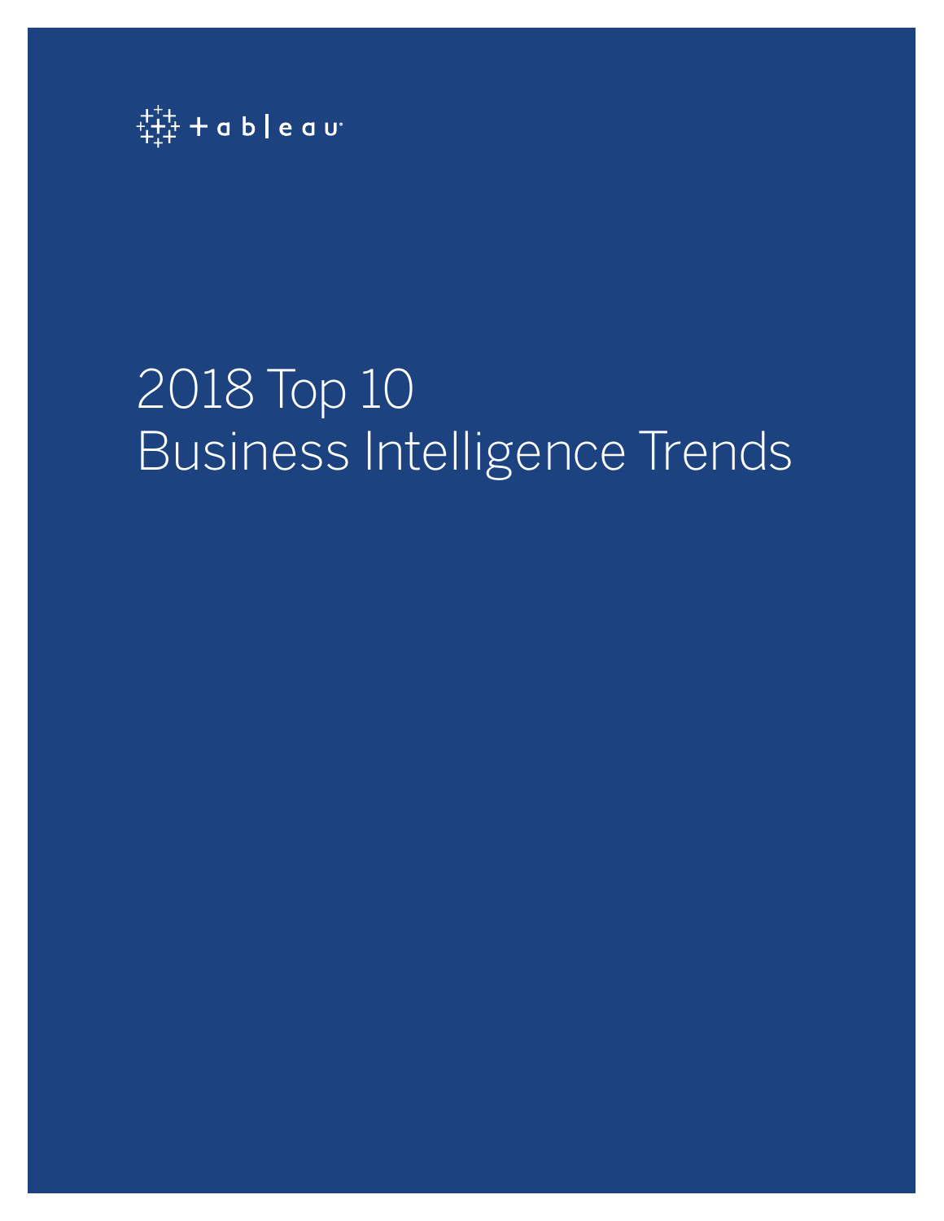tableau

# 2018 Top 10 Business Intelligence Trends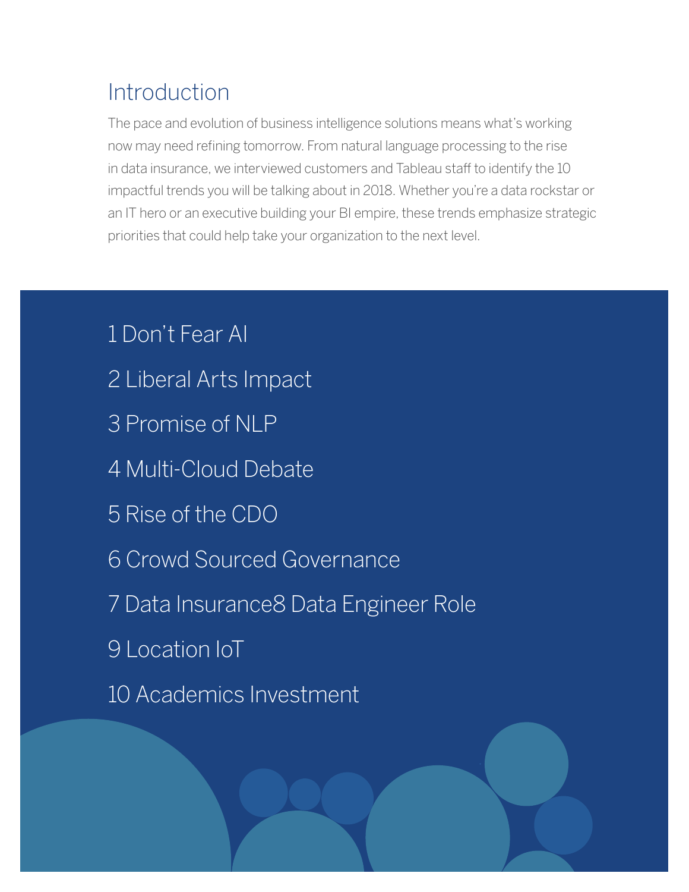# Introduction

The pace and evolution of business intelligence solutions means what's working now may need refining tomorrow. From natural language processing to the rise in data insurance, we interviewed customers and Tableau staff to identify the 10 impactful trends you will be talking about in 2018. Whether you're a data rockstar or an IT hero or an executive building your BI empire, these trends emphasize strategic priorities that could help take your organization to the next level.

1 Don't Fear AI

2 Liberal Arts Impact

3 Promise of NLP

4 Multi-Cloud Debate

5 Rise of the CDO

6 Crowd Sourced Governance

7 Data Insurance

8 Data Engineer Role

9 Location IoT

10 Academics Investment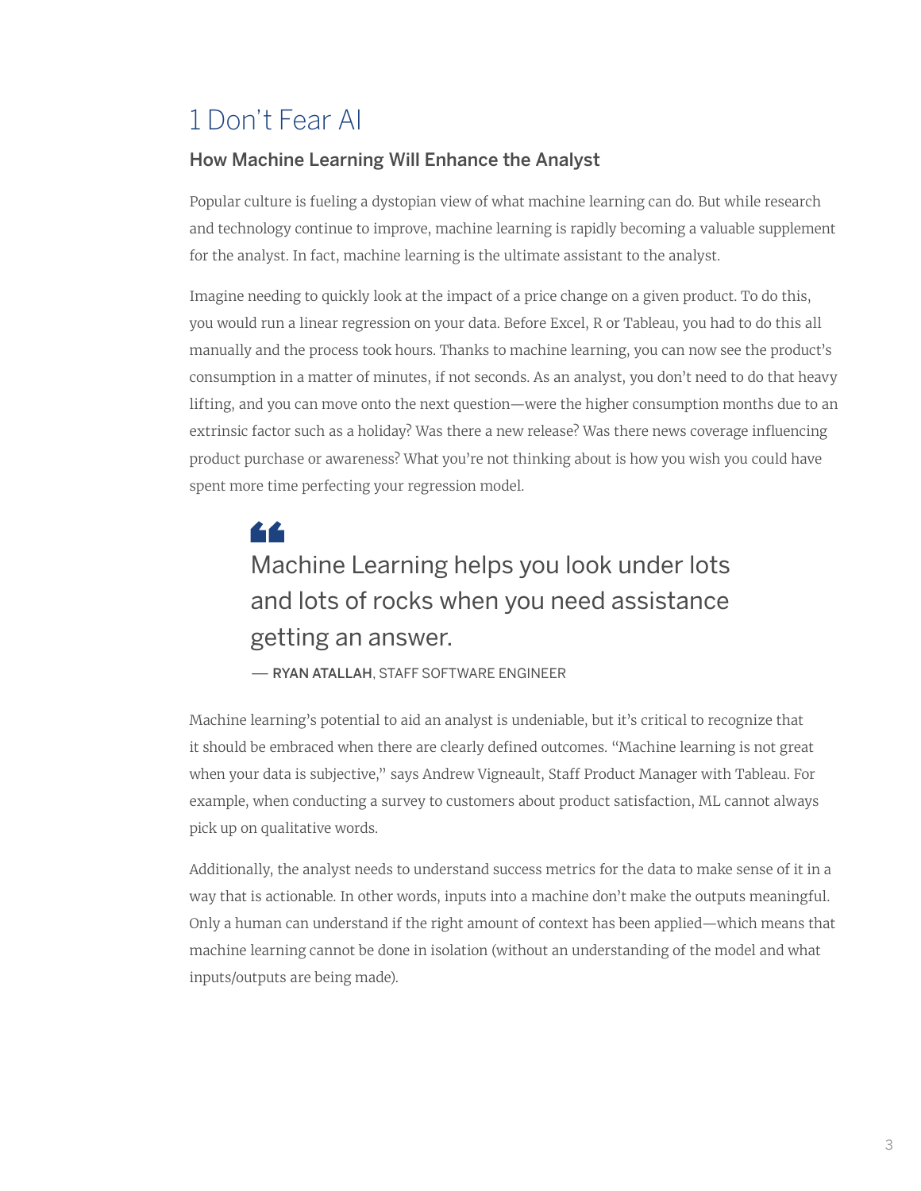# 1 Don't Fear AI

## How Machine Learning Will Enhance the Analyst

Popular culture is fueling a dystopian view of what machine learning can do. But while research and technology continue to improve, machine learning is rapidly becoming a valuable supplement for the analyst. In fact, machine learning is the ultimate assistant to the analyst.

Imagine needing to quickly look at the impact of a price change on a given product. To do this, you would run a linear regression on your data. Before Excel, R or Tableau, you had to do this all manually and the process took hours. Thanks to machine learning, you can now see the product's consumption in a matter of minutes, if not seconds. As an analyst, you don't need to do that heavy lifting, and you can move onto the next question—were the higher consumption months due to an extrinsic factor such as a holiday? Was there a new release? Was there news coverage influencing product purchase or awareness? What you're not thinking about is how you wish you could have spent more time perfecting your regression model.

> Machine Learning helps you look under lots and lots of rocks when you need assistance getting an answer.
>
> — **RYAN ATALLAH**, STAFF SOFTWARE ENGINEER

Machine learning's potential to aid an analyst is undeniable, but it's critical to recognize that it should be embraced when there are clearly defined outcomes. "Machine learning is not great when your data is subjective," says Andrew Vigneault, Staff Product Manager with Tableau. For example, when conducting a survey to customers about product satisfaction, ML cannot always pick up on qualitative words.

Additionally, the analyst needs to understand success metrics for the data to make sense of it in a way that is actionable. In other words, inputs into a machine don't make the outputs meaningful. Only a human can understand if the right amount of context has been applied—which means that machine learning cannot be done in isolation (without an understanding of the model and what inputs/outputs are being made).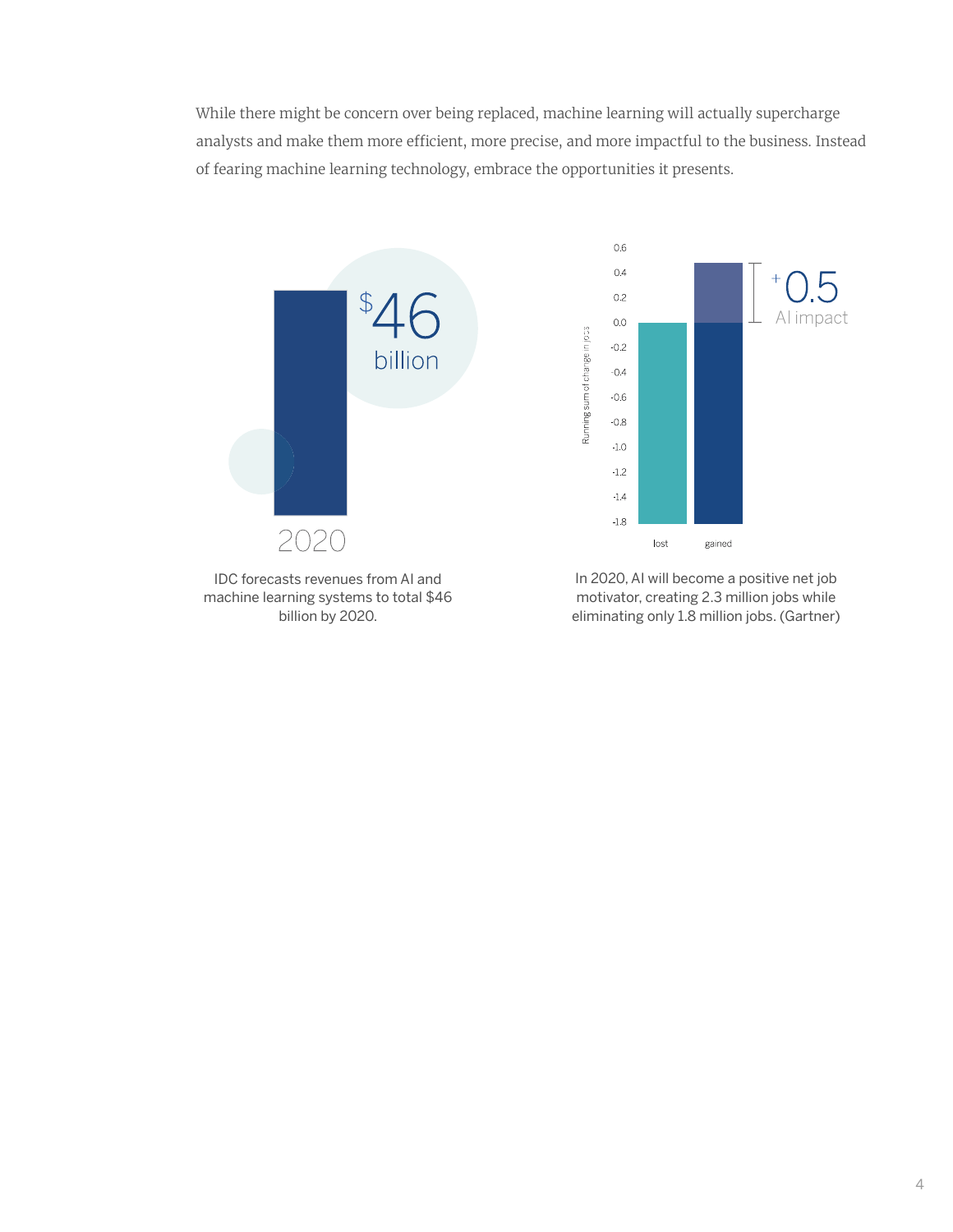While there might be concern over being replaced, machine learning will actually supercharge analysts and make them more efficient, more precise, and more impactful to the business. Instead of fearing machine learning technology, embrace the opportunities it presents.

$46 billion

2020

IDC forecasts revenues from AI and machine learning systems to total $46 billion by 2020.

+0.5 AI impact

In 2020, AI will become a positive net job motivator, creating 2.3 million jobs while eliminating only 1.8 million jobs. (Gartner)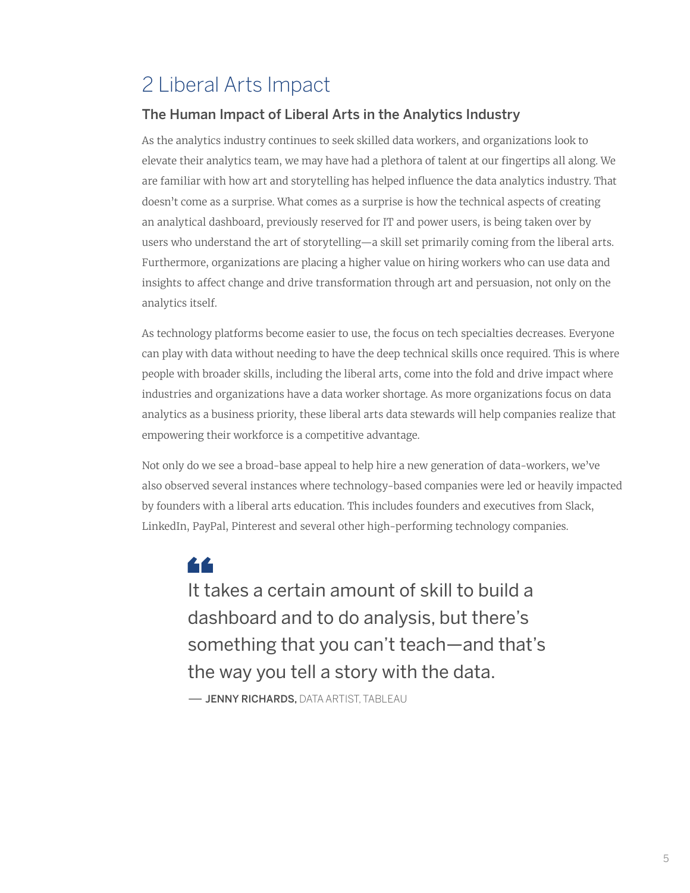# 2 Liberal Arts Impact

## The Human Impact of Liberal Arts in the Analytics Industry

As the analytics industry continues to seek skilled data workers, and organizations look to elevate their analytics team, we may have had a plethora of talent at our fingertips all along. We are familiar with how art and storytelling has helped influence the data analytics industry. That doesn't come as a surprise. What comes as a surprise is how the technical aspects of creating an analytical dashboard, previously reserved for IT and power users, is being taken over by users who understand the art of storytelling—a skill set primarily coming from the liberal arts. Furthermore, organizations are placing a higher value on hiring workers who can use data and insights to affect change and drive transformation through art and persuasion, not only on the analytics itself.

As technology platforms become easier to use, the focus on tech specialties decreases. Everyone can play with data without needing to have the deep technical skills once required. This is where people with broader skills, including the liberal arts, come into the fold and drive impact where industries and organizations have a data worker shortage. As more organizations focus on data analytics as a business priority, these liberal arts data stewards will help companies realize that empowering their workforce is a competitive advantage.

Not only do we see a broad-base appeal to help hire a new generation of data-workers, we've also observed several instances where technology-based companies were led or heavily impacted by founders with a liberal arts education. This includes founders and executives from Slack, LinkedIn, PayPal, Pinterest and several other high-performing technology companies.

> It takes a certain amount of skill to build a dashboard and to do analysis, but there's something that you can't teach—and that's the way you tell a story with the data.
>
> — **JENNY RICHARDS,** DATA ARTIST, TABLEAU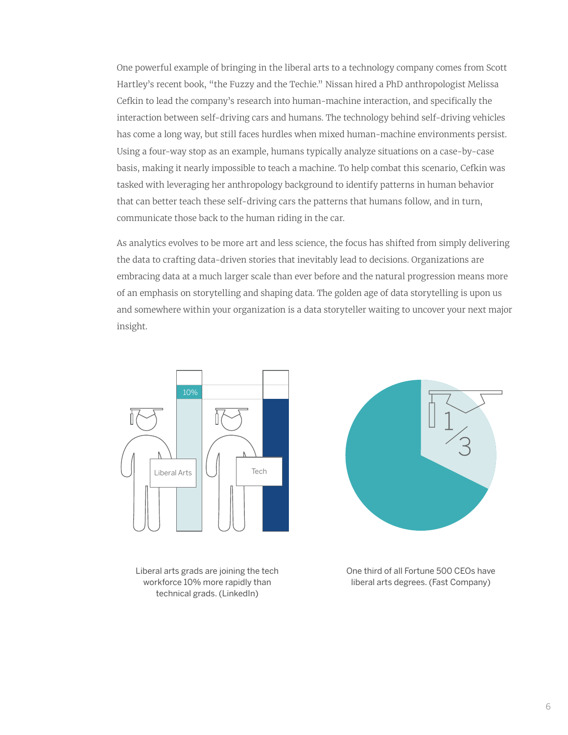One powerful example of bringing in the liberal arts to a technology company comes from Scott Hartley's recent book, "the Fuzzy and the Techie." Nissan hired a PhD anthropologist Melissa Cefkin to lead the company's research into human-machine interaction, and specifically the interaction between self-driving cars and humans. The technology behind self-driving vehicles has come a long way, but still faces hurdles when mixed human-machine environments persist. Using a four-way stop as an example, humans typically analyze situations on a case-by-case basis, making it nearly impossible to teach a machine. To help combat this scenario, Cefkin was tasked with leveraging her anthropology background to identify patterns in human behavior that can better teach these self-driving cars the patterns that humans follow, and in turn, communicate those back to the human riding in the car.

As analytics evolves to be more art and less science, the focus has shifted from simply delivering the data to crafting data-driven stories that inevitably lead to decisions. Organizations are embracing data at a much larger scale than ever before and the natural progression means more of an emphasis on storytelling and shaping data. The golden age of data storytelling is upon us and somewhere within your organization is a data storyteller waiting to uncover your next major insight.

10%

Liberal Arts

Tech

Liberal arts grads are joining the tech workforce 10% more rapidly than technical grads. (LinkedIn)

1/3

One third of all Fortune 500 CEOs have liberal arts degrees. (Fast Company)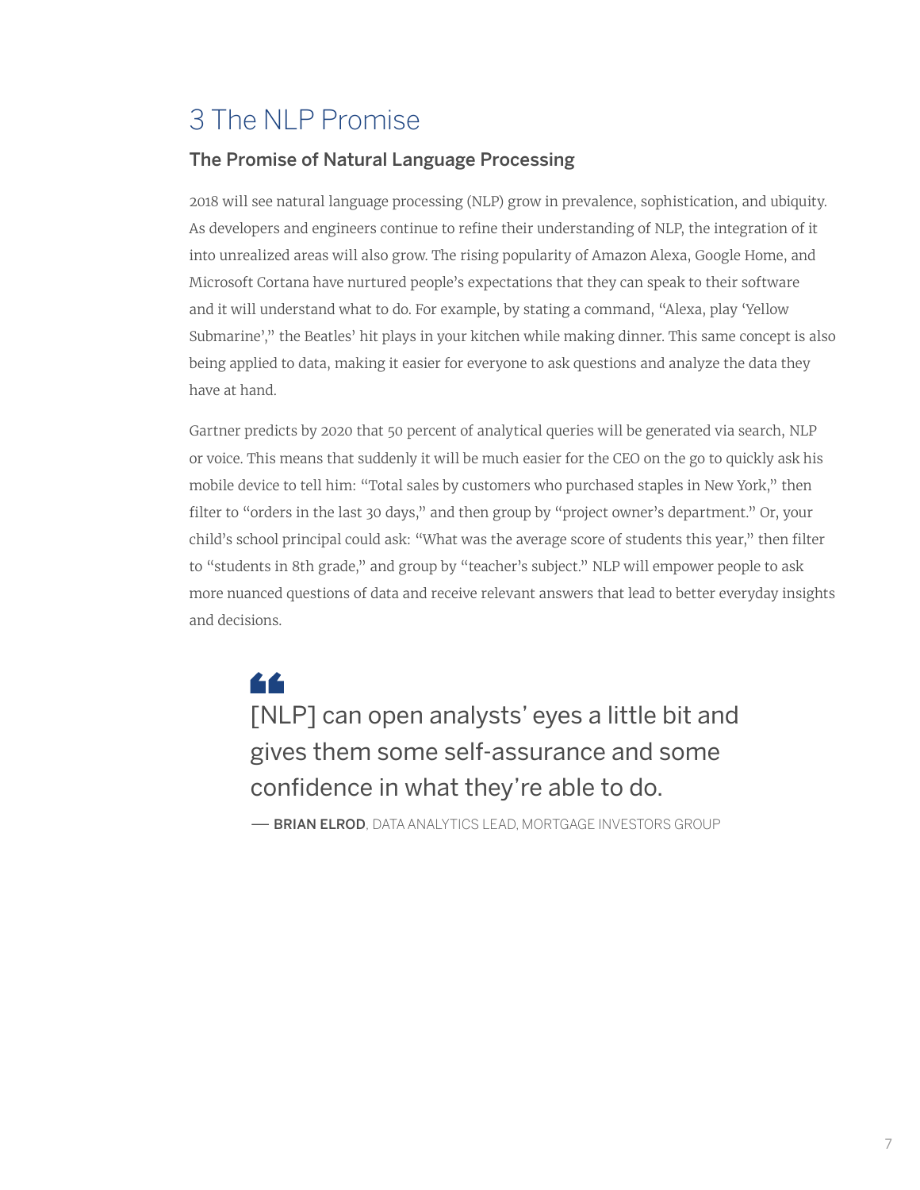# 3 The NLP Promise

## The Promise of Natural Language Processing

2018 will see natural language processing (NLP) grow in prevalence, sophistication, and ubiquity. As developers and engineers continue to refine their understanding of NLP, the integration of it into unrealized areas will also grow. The rising popularity of Amazon Alexa, Google Home, and Microsoft Cortana have nurtured people's expectations that they can speak to their software and it will understand what to do. For example, by stating a command, "Alexa, play 'Yellow Submarine'," the Beatles' hit plays in your kitchen while making dinner. This same concept is also being applied to data, making it easier for everyone to ask questions and analyze the data they have at hand.

Gartner predicts by 2020 that 50 percent of analytical queries will be generated via search, NLP or voice. This means that suddenly it will be much easier for the CEO on the go to quickly ask his mobile device to tell him: "Total sales by customers who purchased staples in New York," then filter to "orders in the last 30 days," and then group by "project owner's department." Or, your child's school principal could ask: "What was the average score of students this year," then filter to "students in 8th grade," and group by "teacher's subject." NLP will empower people to ask more nuanced questions of data and receive relevant answers that lead to better everyday insights and decisions.

> [NLP] can open analysts' eyes a little bit and gives them some self-assurance and some confidence in what they're able to do.
>
> — **BRIAN ELROD**, DATA ANALYTICS LEAD, MORTGAGE INVESTORS GROUP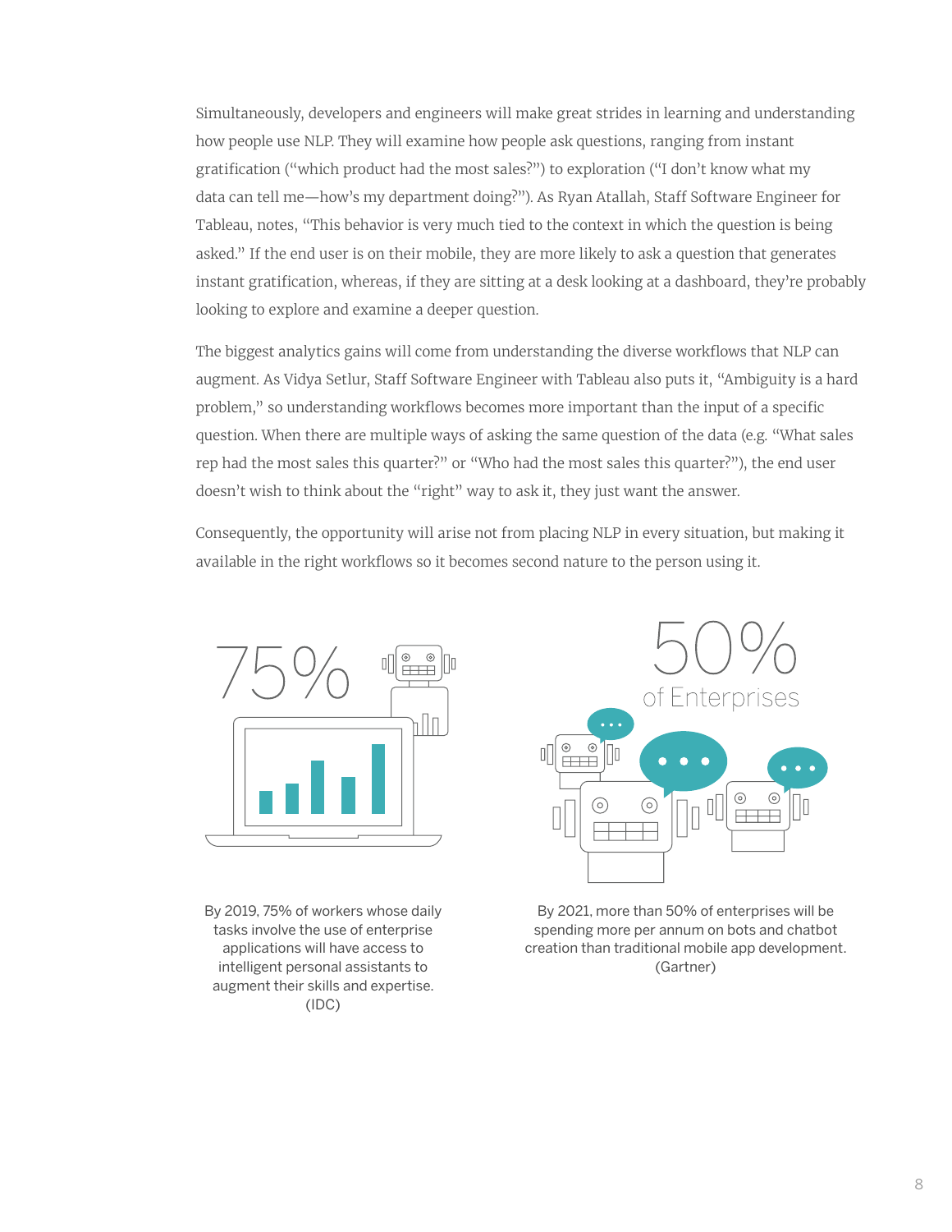Simultaneously, developers and engineers will make great strides in learning and understanding how people use NLP. They will examine how people ask questions, ranging from instant gratification ("which product had the most sales?") to exploration ("I don't know what my data can tell me—how's my department doing?"). As Ryan Atallah, Staff Software Engineer for Tableau, notes, "This behavior is very much tied to the context in which the question is being asked." If the end user is on their mobile, they are more likely to ask a question that generates instant gratification, whereas, if they are sitting at a desk looking at a dashboard, they're probably looking to explore and examine a deeper question.

The biggest analytics gains will come from understanding the diverse workflows that NLP can augment. As Vidya Setlur, Staff Software Engineer with Tableau also puts it, "Ambiguity is a hard problem," so understanding workflows becomes more important than the input of a specific question. When there are multiple ways of asking the same question of the data (e.g. "What sales rep had the most sales this quarter?" or "Who had the most sales this quarter?"), the end user doesn't wish to think about the "right" way to ask it, they just want the answer.

Consequently, the opportunity will arise not from placing NLP in every situation, but making it available in the right workflows so it becomes second nature to the person using it.

75%

By 2019, 75% of workers whose daily tasks involve the use of enterprise applications will have access to intelligent personal assistants to augment their skills and expertise. (IDC)

50% of Enterprises

By 2021, more than 50% of enterprises will be spending more per annum on bots and chatbot creation than traditional mobile app development. (Gartner)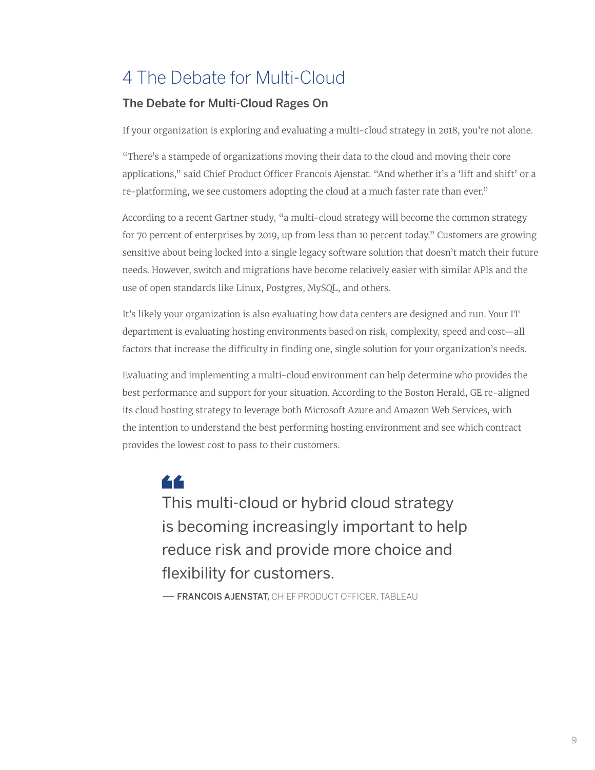# 4 The Debate for Multi-Cloud

### The Debate for Multi-Cloud Rages On

If your organization is exploring and evaluating a multi-cloud strategy in 2018, you're not alone.

"There's a stampede of organizations moving their data to the cloud and moving their core applications," said Chief Product Officer Francois Ajenstat. "And whether it's a 'lift and shift' or a re-platforming, we see customers adopting the cloud at a much faster rate than ever."

According to a recent Gartner study, "a multi-cloud strategy will become the common strategy for 70 percent of enterprises by 2019, up from less than 10 percent today." Customers are growing sensitive about being locked into a single legacy software solution that doesn't match their future needs. However, switch and migrations have become relatively easier with similar APIs and the use of open standards like Linux, Postgres, MySQL, and others.

It's likely your organization is also evaluating how data centers are designed and run. Your IT department is evaluating hosting environments based on risk, complexity, speed and cost—all factors that increase the difficulty in finding one, single solution for your organization's needs.

Evaluating and implementing a multi-cloud environment can help determine who provides the best performance and support for your situation. According to the Boston Herald, GE re-aligned its cloud hosting strategy to leverage both Microsoft Azure and Amazon Web Services, with the intention to understand the best performing hosting environment and see which contract provides the lowest cost to pass to their customers.

> This multi-cloud or hybrid cloud strategy is becoming increasingly important to help reduce risk and provide more choice and flexibility for customers.
>
> — **FRANCOIS AJENSTAT,** CHIEF PRODUCT OFFICER, TABLEAU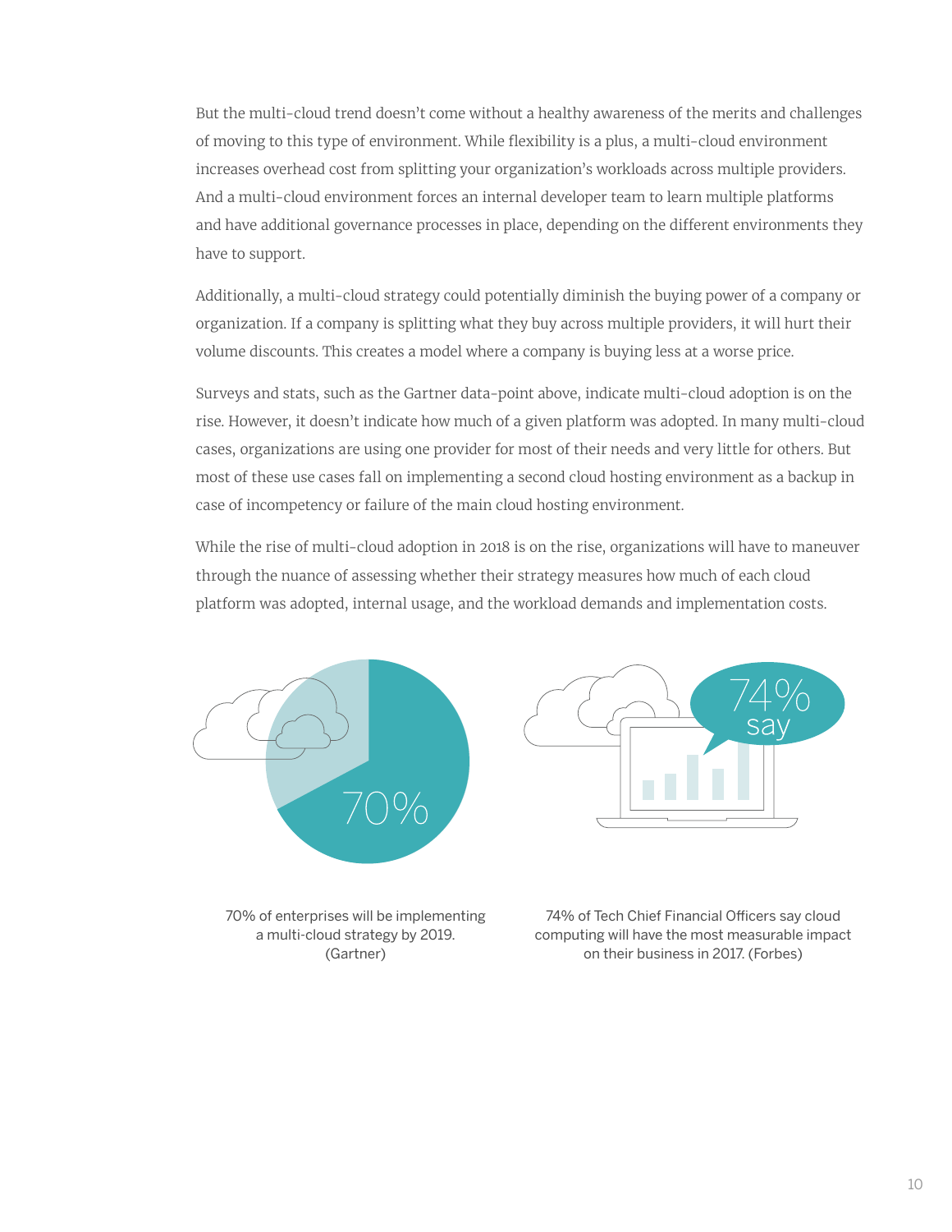But the multi-cloud trend doesn't come without a healthy awareness of the merits and challenges of moving to this type of environment. While flexibility is a plus, a multi-cloud environment increases overhead cost from splitting your organization's workloads across multiple providers. And a multi-cloud environment forces an internal developer team to learn multiple platforms and have additional governance processes in place, depending on the different environments they have to support.

Additionally, a multi-cloud strategy could potentially diminish the buying power of a company or organization. If a company is splitting what they buy across multiple providers, it will hurt their volume discounts. This creates a model where a company is buying less at a worse price.

Surveys and stats, such as the Gartner data-point above, indicate multi-cloud adoption is on the rise. However, it doesn't indicate how much of a given platform was adopted. In many multi-cloud cases, organizations are using one provider for most of their needs and very little for others. But most of these use cases fall on implementing a second cloud hosting environment as a backup in case of incompetency or failure of the main cloud hosting environment.

While the rise of multi-cloud adoption in 2018 is on the rise, organizations will have to maneuver through the nuance of assessing whether their strategy measures how much of each cloud platform was adopted, internal usage, and the workload demands and implementation costs.

70%

70% of enterprises will be implementing a multi-cloud strategy by 2019. (Gartner)

74% say

74% of Tech Chief Financial Officers say cloud computing will have the most measurable impact on their business in 2017. (Forbes)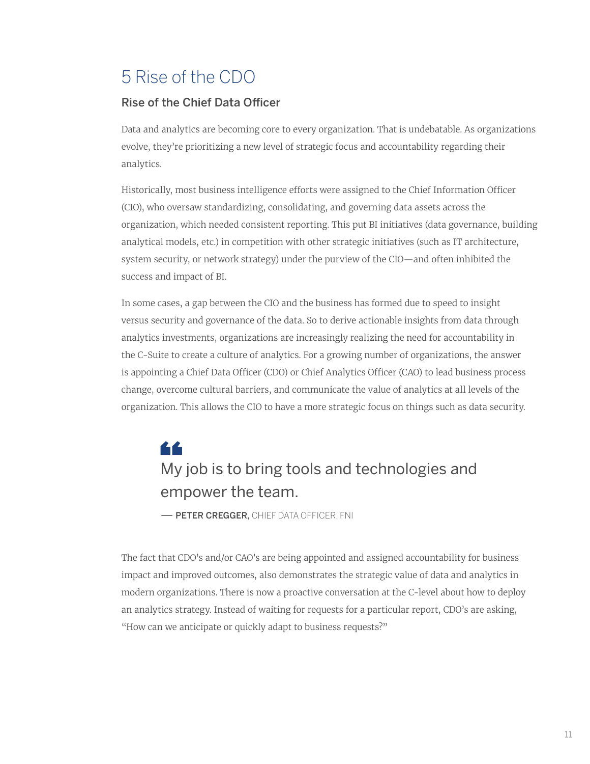# 5 Rise of the CDO

## Rise of the Chief Data Officer

Data and analytics are becoming core to every organization. That is undebatable. As organizations evolve, they're prioritizing a new level of strategic focus and accountability regarding their analytics.

Historically, most business intelligence efforts were assigned to the Chief Information Officer (CIO), who oversaw standardizing, consolidating, and governing data assets across the organization, which needed consistent reporting. This put BI initiatives (data governance, building analytical models, etc.) in competition with other strategic initiatives (such as IT architecture, system security, or network strategy) under the purview of the CIO—and often inhibited the success and impact of BI.

In some cases, a gap between the CIO and the business has formed due to speed to insight versus security and governance of the data. So to derive actionable insights from data through analytics investments, organizations are increasingly realizing the need for accountability in the C-Suite to create a culture of analytics. For a growing number of organizations, the answer is appointing a Chief Data Officer (CDO) or Chief Analytics Officer (CAO) to lead business process change, overcome cultural barriers, and communicate the value of analytics at all levels of the organization. This allows the CIO to have a more strategic focus on things such as data security.

> My job is to bring tools and technologies and empower the team.
>
> — **PETER CREGGER,** CHIEF DATA OFFICER, FNI

The fact that CDO's and/or CAO's are being appointed and assigned accountability for business impact and improved outcomes, also demonstrates the strategic value of data and analytics in modern organizations. There is now a proactive conversation at the C-level about how to deploy an analytics strategy. Instead of waiting for requests for a particular report, CDO's are asking, "How can we anticipate or quickly adapt to business requests?"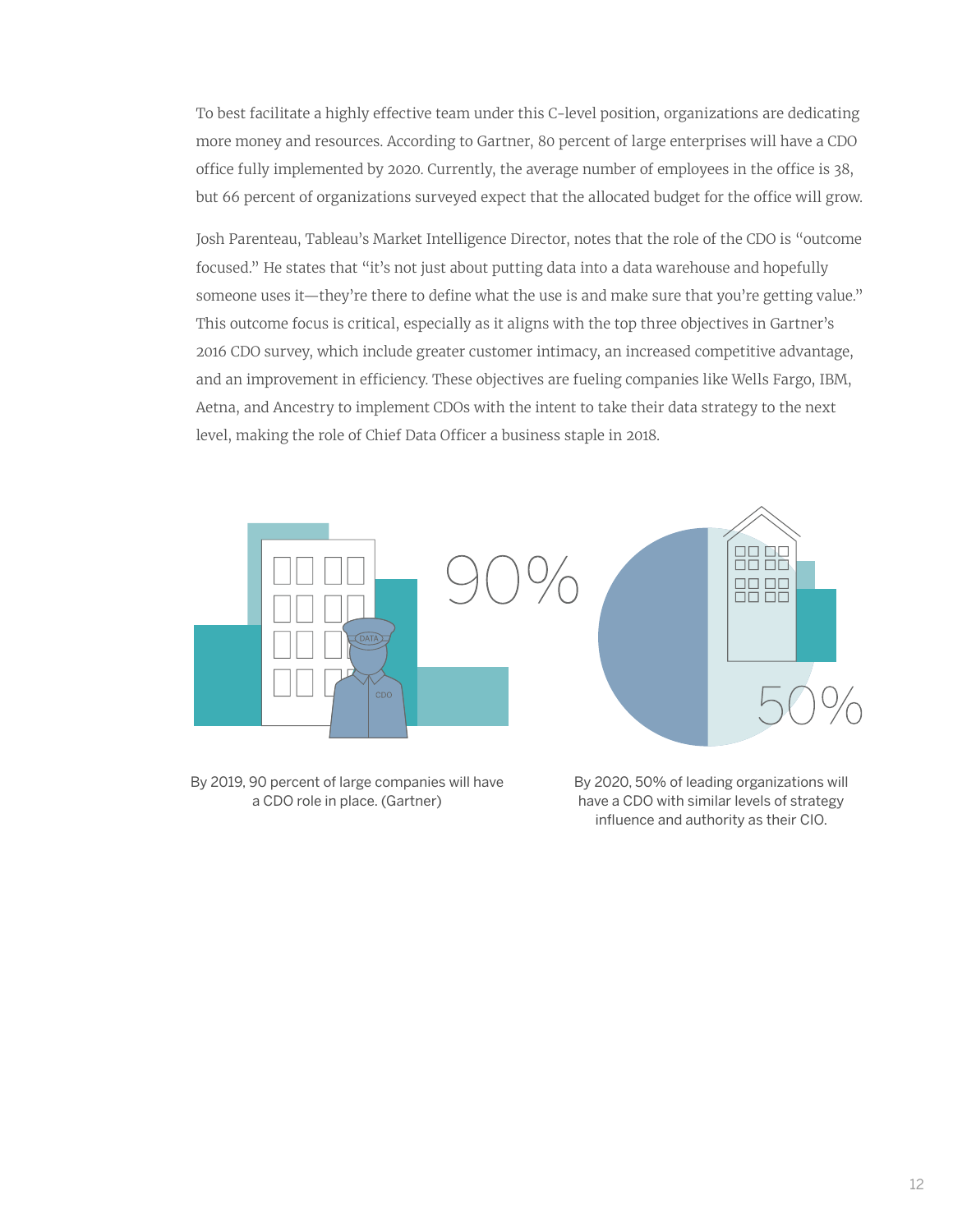To best facilitate a highly effective team under this C-level position, organizations are dedicating more money and resources. According to Gartner, 80 percent of large enterprises will have a CDO office fully implemented by 2020. Currently, the average number of employees in the office is 38, but 66 percent of organizations surveyed expect that the allocated budget for the office will grow.

Josh Parenteau, Tableau's Market Intelligence Director, notes that the role of the CDO is "outcome focused." He states that "it's not just about putting data into a data warehouse and hopefully someone uses it—they're there to define what the use is and make sure that you're getting value." This outcome focus is critical, especially as it aligns with the top three objectives in Gartner's 2016 CDO survey, which include greater customer intimacy, an increased competitive advantage, and an improvement in efficiency. These objectives are fueling companies like Wells Fargo, IBM, Aetna, and Ancestry to implement CDOs with the intent to take their data strategy to the next level, making the role of Chief Data Officer a business staple in 2018.

90%

By 2019, 90 percent of large companies will have a CDO role in place. (Gartner)

50%

By 2020, 50% of leading organizations will have a CDO with similar levels of strategy influence and authority as their CIO.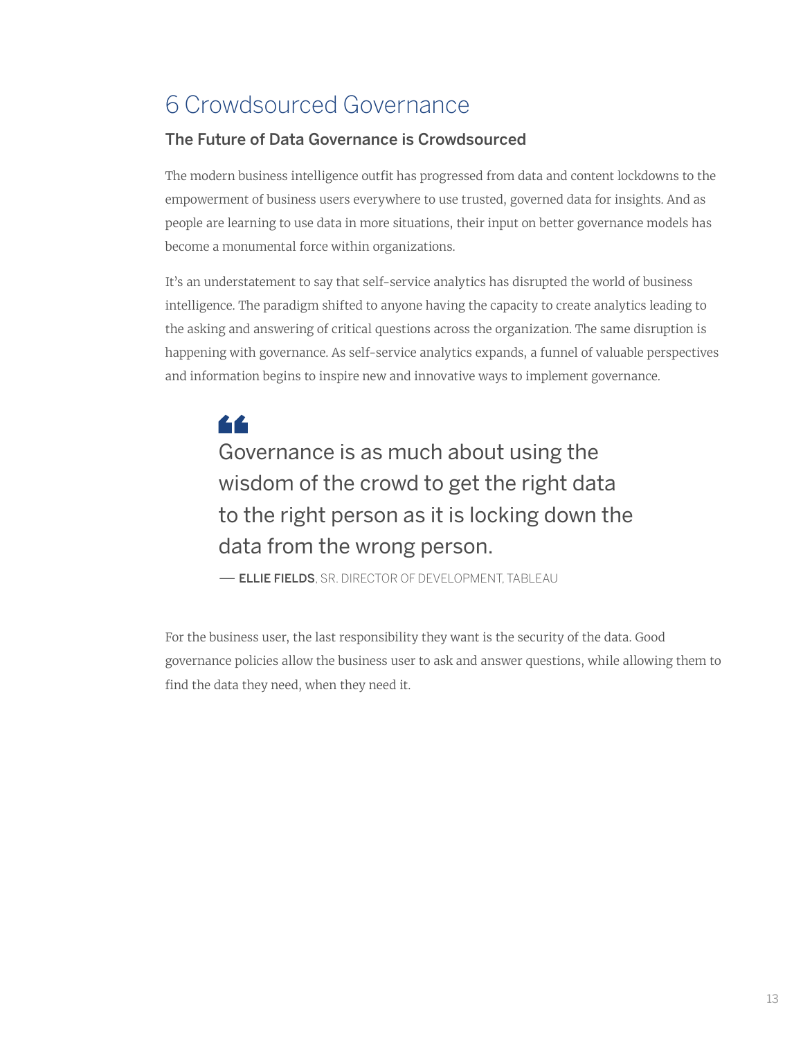# 6 Crowdsourced Governance

## The Future of Data Governance is Crowdsourced

The modern business intelligence outfit has progressed from data and content lockdowns to the empowerment of business users everywhere to use trusted, governed data for insights. And as people are learning to use data in more situations, their input on better governance models has become a monumental force within organizations.

It's an understatement to say that self-service analytics has disrupted the world of business intelligence. The paradigm shifted to anyone having the capacity to create analytics leading to the asking and answering of critical questions across the organization. The same disruption is happening with governance. As self-service analytics expands, a funnel of valuable perspectives and information begins to inspire new and innovative ways to implement governance.

> Governance is as much about using the wisdom of the crowd to get the right data to the right person as it is locking down the data from the wrong person.
>
> — **ELLIE FIELDS**, SR. DIRECTOR OF DEVELOPMENT, TABLEAU

For the business user, the last responsibility they want is the security of the data. Good governance policies allow the business user to ask and answer questions, while allowing them to find the data they need, when they need it.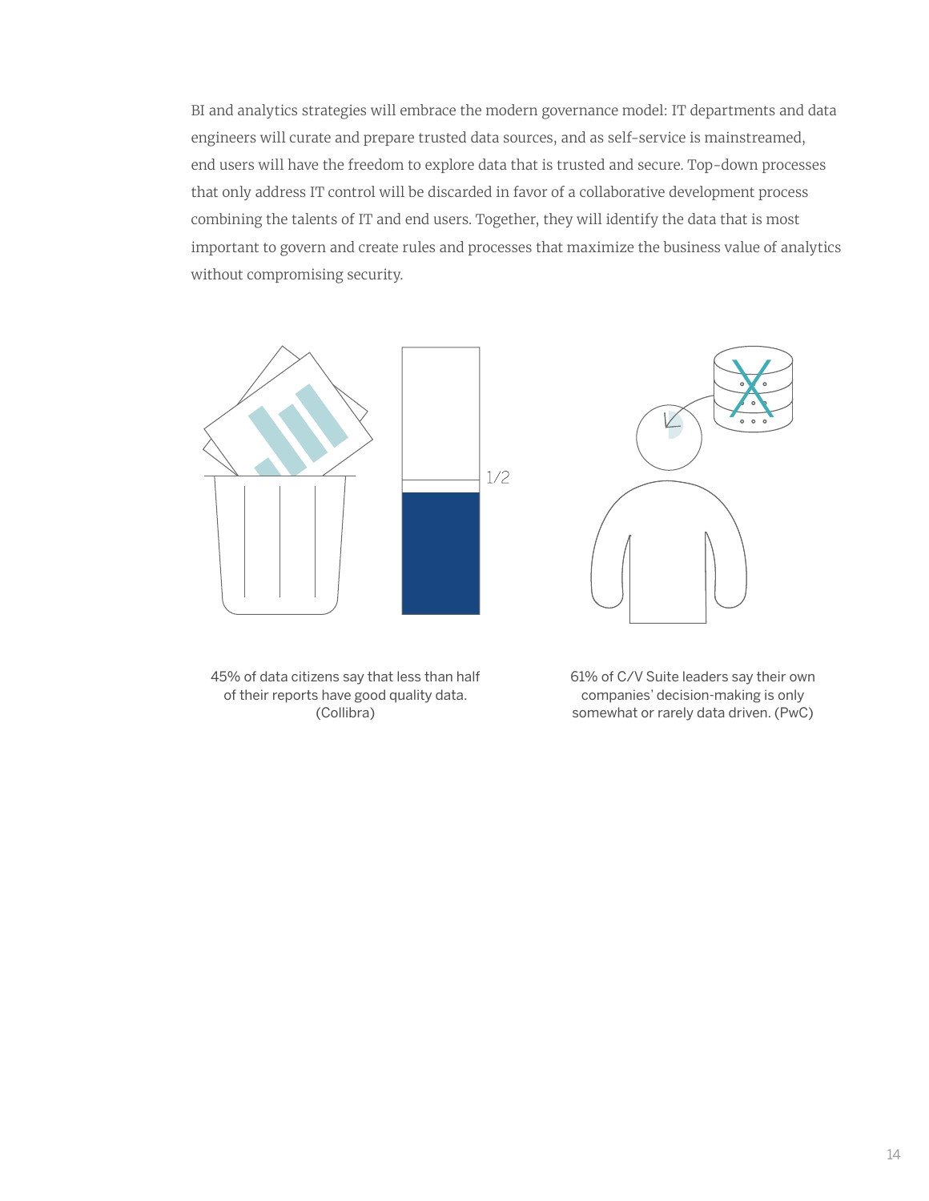BI and analytics strategies will embrace the modern governance model: IT departments and data engineers will curate and prepare trusted data sources, and as self-service is mainstreamed, end users will have the freedom to explore data that is trusted and secure. Top-down processes that only address IT control will be discarded in favor of a collaborative development process combining the talents of IT and end users. Together, they will identify the data that is most important to govern and create rules and processes that maximize the business value of analytics without compromising security.

1/2

45% of data citizens say that less than half of their reports have good quality data. (Collibra)

61% of C/V Suite leaders say their own companies' decision-making is only somewhat or rarely data driven. (PwC)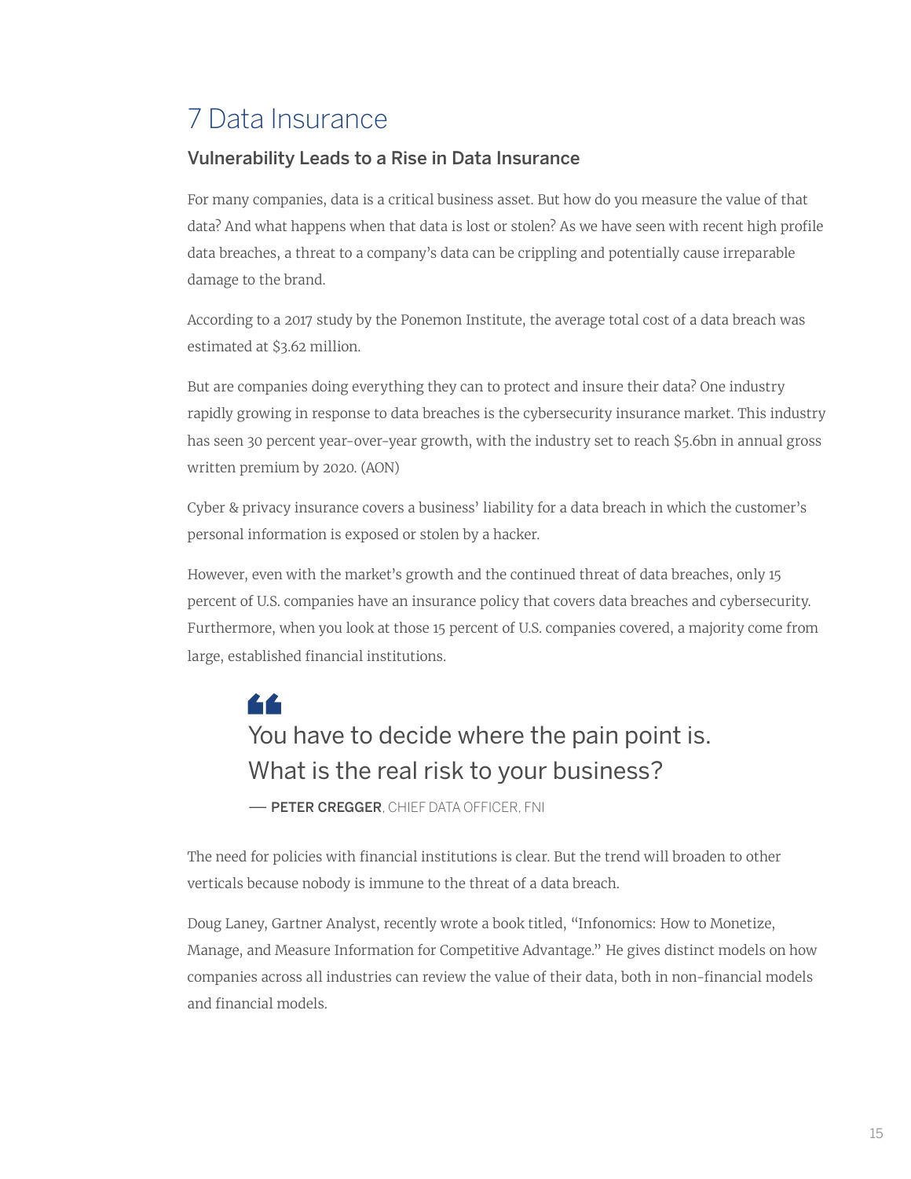# 7 Data Insurance

## Vulnerability Leads to a Rise in Data Insurance

For many companies, data is a critical business asset. But how do you measure the value of that data? And what happens when that data is lost or stolen? As we have seen with recent high profile data breaches, a threat to a company's data can be crippling and potentially cause irreparable damage to the brand.

According to a 2017 study by the Ponemon Institute, the average total cost of a data breach was estimated at $3.62 million.

But are companies doing everything they can to protect and insure their data? One industry rapidly growing in response to data breaches is the cybersecurity insurance market. This industry has seen 30 percent year-over-year growth, with the industry set to reach $5.6bn in annual gross written premium by 2020. (AON)

Cyber & privacy insurance covers a business' liability for a data breach in which the customer's personal information is exposed or stolen by a hacker.

However, even with the market's growth and the continued threat of data breaches, only 15 percent of U.S. companies have an insurance policy that covers data breaches and cybersecurity. Furthermore, when you look at those 15 percent of U.S. companies covered, a majority come from large, established financial institutions.

> You have to decide where the pain point is. What is the real risk to your business?
>
> — **PETER CREGGER**, CHIEF DATA OFFICER, FNI

The need for policies with financial institutions is clear. But the trend will broaden to other verticals because nobody is immune to the threat of a data breach.

Doug Laney, Gartner Analyst, recently wrote a book titled, "Infonomics: How to Monetize, Manage, and Measure Information for Competitive Advantage." He gives distinct models on how companies across all industries can review the value of their data, both in non-financial models and financial models.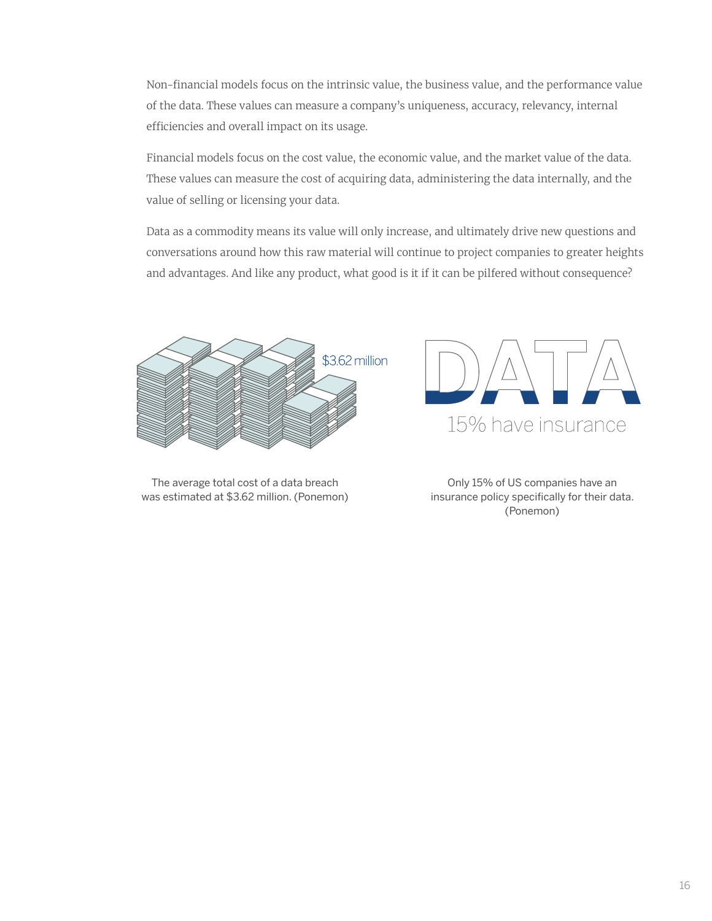Non-financial models focus on the intrinsic value, the business value, and the performance value of the data. These values can measure a company's uniqueness, accuracy, relevancy, internal efficiencies and overall impact on its usage.

Financial models focus on the cost value, the economic value, and the market value of the data. These values can measure the cost of acquiring data, administering the data internally, and the value of selling or licensing your data.

Data as a commodity means its value will only increase, and ultimately drive new questions and conversations around how this raw material will continue to project companies to greater heights and advantages. And like any product, what good is it if it can be pilfered without consequence?

$3.62 million

The average total cost of a data breach was estimated at $3.62 million. (Ponemon)

DATA

15% have insurance

Only 15% of US companies have an insurance policy specifically for their data. (Ponemon)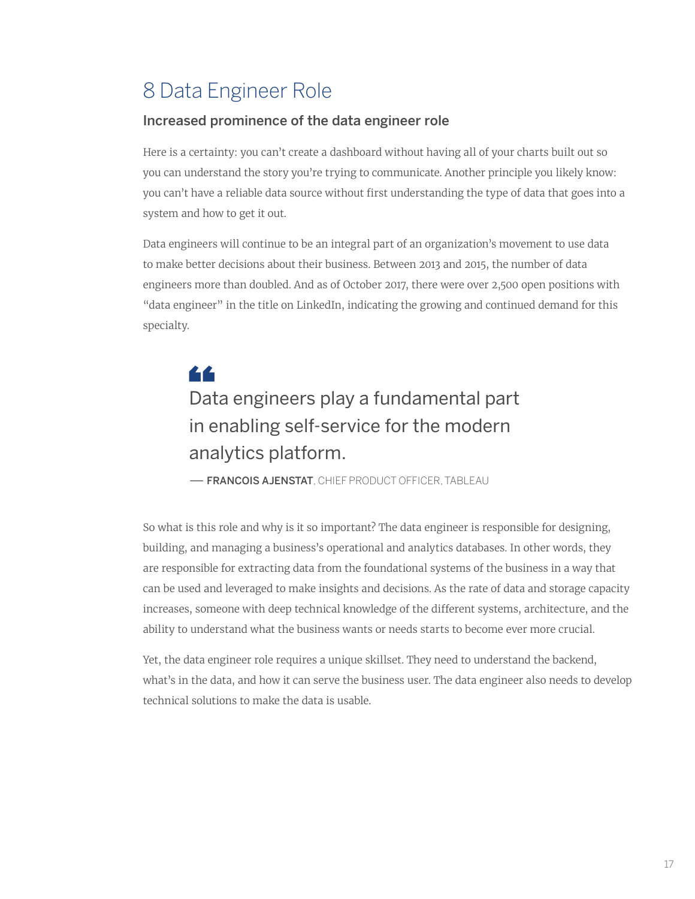# 8 Data Engineer Role

## Increased prominence of the data engineer role

Here is a certainty: you can't create a dashboard without having all of your charts built out so you can understand the story you're trying to communicate. Another principle you likely know: you can't have a reliable data source without first understanding the type of data that goes into a system and how to get it out.

Data engineers will continue to be an integral part of an organization's movement to use data to make better decisions about their business. Between 2013 and 2015, the number of data engineers more than doubled. And as of October 2017, there were over 2,500 open positions with "data engineer" in the title on LinkedIn, indicating the growing and continued demand for this specialty.

> Data engineers play a fundamental part in enabling self-service for the modern analytics platform.
>
> — **FRANCOIS AJENSTAT**, CHIEF PRODUCT OFFICER, TABLEAU

So what is this role and why is it so important? The data engineer is responsible for designing, building, and managing a business's operational and analytics databases. In other words, they are responsible for extracting data from the foundational systems of the business in a way that can be used and leveraged to make insights and decisions. As the rate of data and storage capacity increases, someone with deep technical knowledge of the different systems, architecture, and the ability to understand what the business wants or needs starts to become ever more crucial.

Yet, the data engineer role requires a unique skillset. They need to understand the backend, what's in the data, and how it can serve the business user. The data engineer also needs to develop technical solutions to make the data is usable.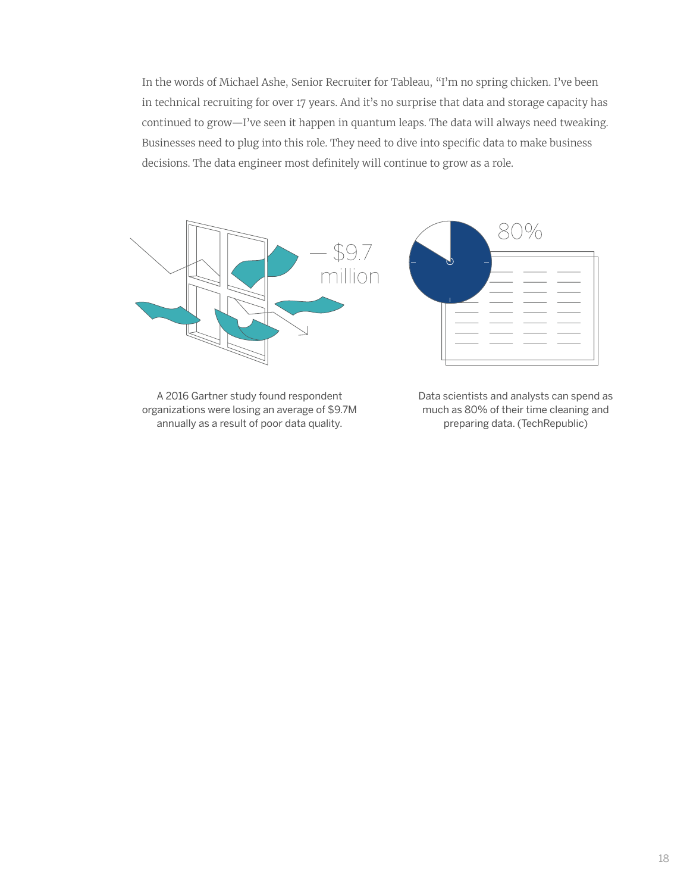In the words of Michael Ashe, Senior Recruiter for Tableau, "I'm no spring chicken. I've been in technical recruiting for over 17 years. And it's no surprise that data and storage capacity has continued to grow—I've seen it happen in quantum leaps. The data will always need tweaking. Businesses need to plug into this role. They need to dive into specific data to make business decisions. The data engineer most definitely will continue to grow as a role.

$9.7 million

A 2016 Gartner study found respondent organizations were losing an average of $9.7M annually as a result of poor data quality.

80%

Data scientists and analysts can spend as much as 80% of their time cleaning and preparing data. (TechRepublic)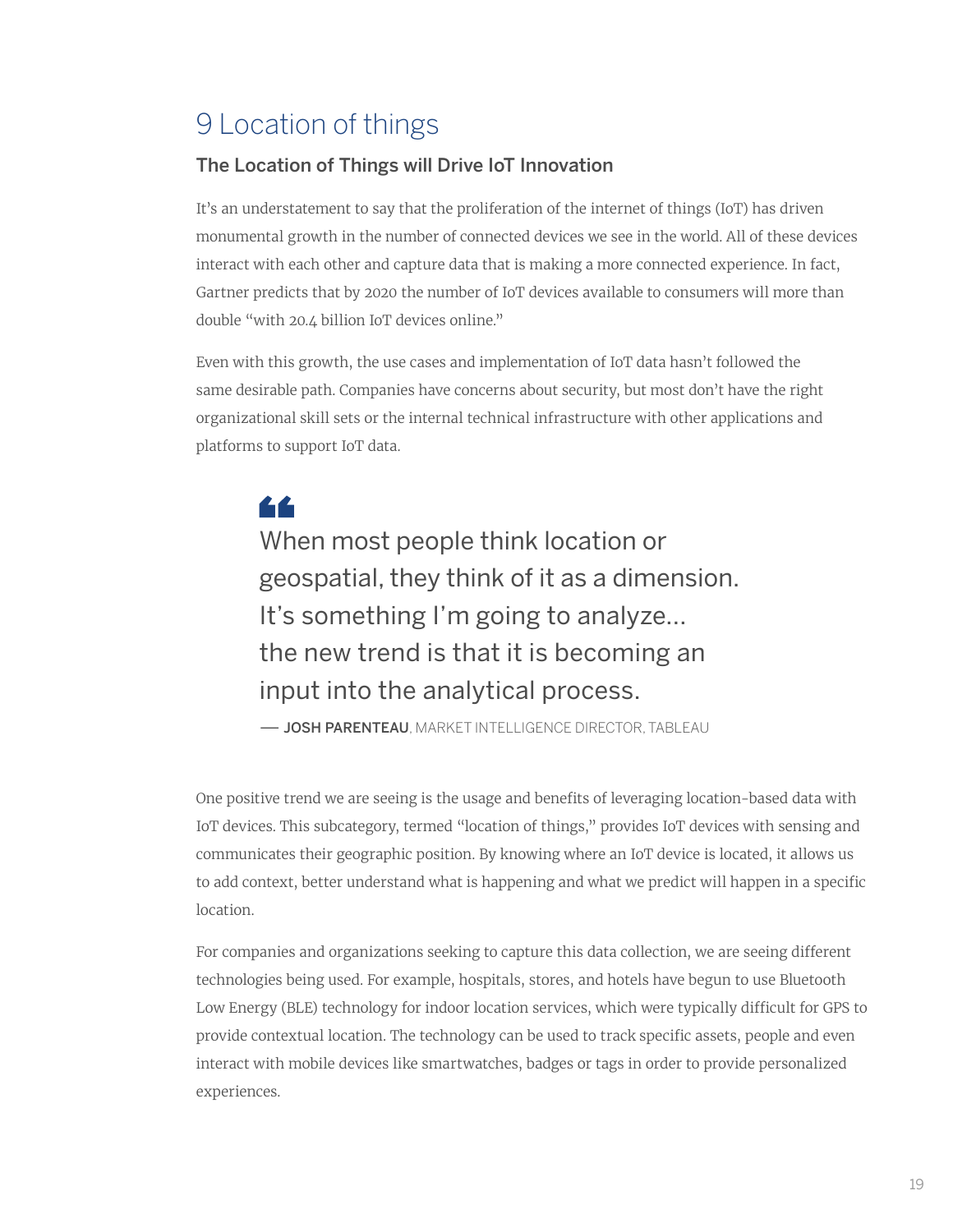# 9 Location of things

### The Location of Things will Drive IoT Innovation

It's an understatement to say that the proliferation of the internet of things (IoT) has driven monumental growth in the number of connected devices we see in the world. All of these devices interact with each other and capture data that is making a more connected experience. In fact, Gartner predicts that by 2020 the number of IoT devices available to consumers will more than double "with 20.4 billion IoT devices online."

Even with this growth, the use cases and implementation of IoT data hasn't followed the same desirable path. Companies have concerns about security, but most don't have the right organizational skill sets or the internal technical infrastructure with other applications and platforms to support IoT data.

> When most people think location or geospatial, they think of it as a dimension. It's something I'm going to analyze... the new trend is that it is becoming an input into the analytical process.
>
> — **JOSH PARENTEAU**, MARKET INTELLIGENCE DIRECTOR, TABLEAU

One positive trend we are seeing is the usage and benefits of leveraging location-based data with IoT devices. This subcategory, termed "location of things," provides IoT devices with sensing and communicates their geographic position. By knowing where an IoT device is located, it allows us to add context, better understand what is happening and what we predict will happen in a specific location.

For companies and organizations seeking to capture this data collection, we are seeing different technologies being used. For example, hospitals, stores, and hotels have begun to use Bluetooth Low Energy (BLE) technology for indoor location services, which were typically difficult for GPS to provide contextual location. The technology can be used to track specific assets, people and even interact with mobile devices like smartwatches, badges or tags in order to provide personalized experiences.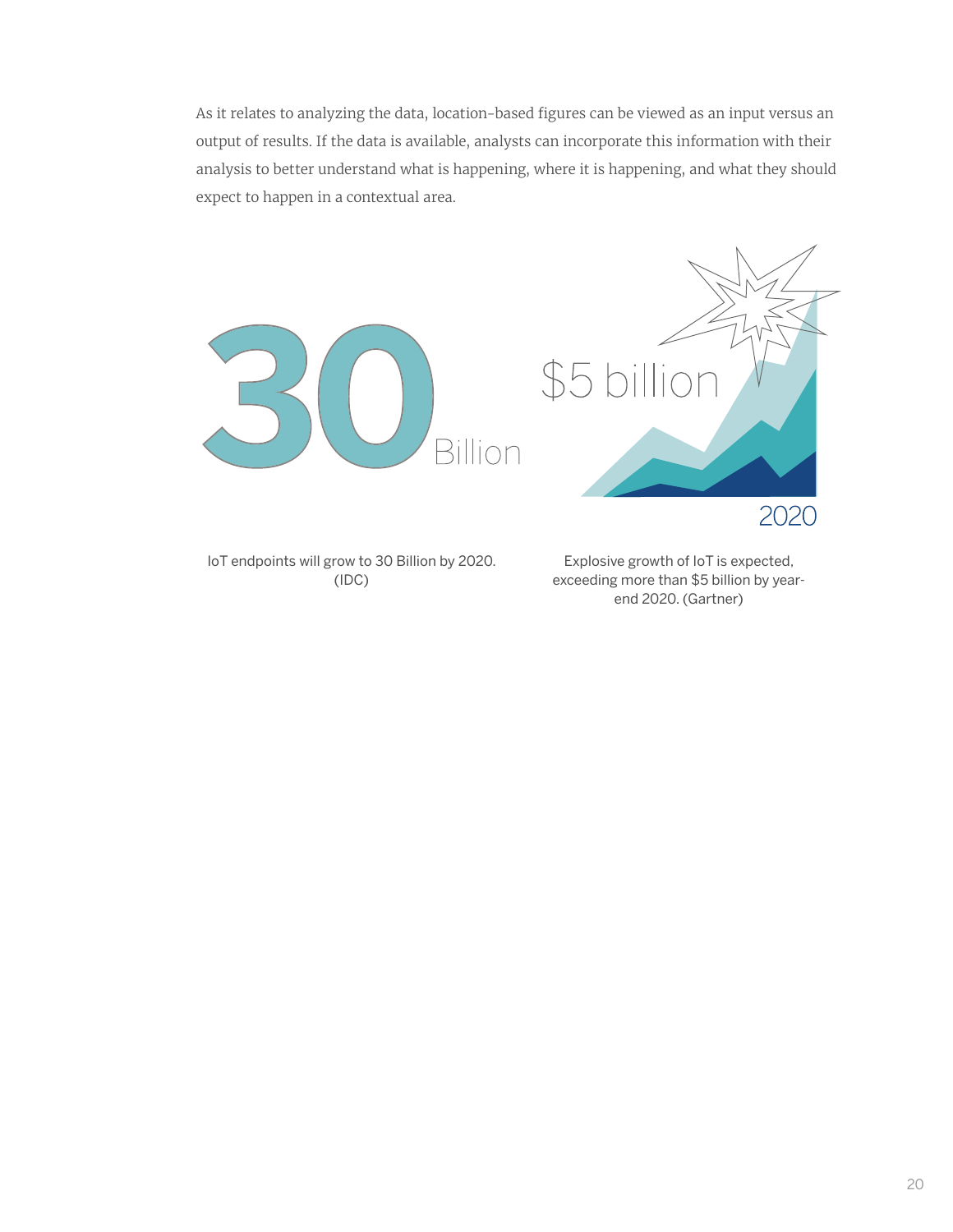As it relates to analyzing the data, location-based figures can be viewed as an input versus an output of results. If the data is available, analysts can incorporate this information with their analysis to better understand what is happening, where it is happening, and what they should expect to happen in a contextual area.

30 Billion

IoT endpoints will grow to 30 Billion by 2020. (IDC)

$5 billion

2020

Explosive growth of IoT is expected, exceeding more than $5 billion by year-end 2020. (Gartner)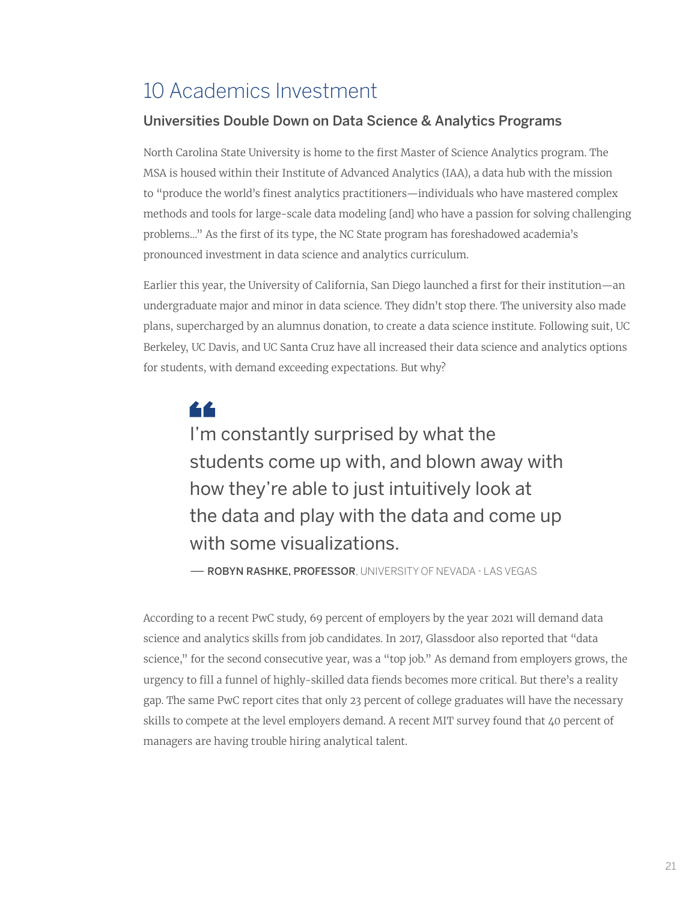# 10 Academics Investment

## Universities Double Down on Data Science & Analytics Programs

North Carolina State University is home to the first Master of Science Analytics program. The MSA is housed within their Institute of Advanced Analytics (IAA), a data hub with the mission to "produce the world's finest analytics practitioners—individuals who have mastered complex methods and tools for large-scale data modeling [and] who have a passion for solving challenging problems..." As the first of its type, the NC State program has foreshadowed academia's pronounced investment in data science and analytics curriculum.

Earlier this year, the University of California, San Diego launched a first for their institution—an undergraduate major and minor in data science. They didn't stop there. The university also made plans, supercharged by an alumnus donation, to create a data science institute. Following suit, UC Berkeley, UC Davis, and UC Santa Cruz have all increased their data science and analytics options for students, with demand exceeding expectations. But why?

> I'm constantly surprised by what the students come up with, and blown away with how they're able to just intuitively look at the data and play with the data and come up with some visualizations.
>
> — **ROBYN RASHKE, PROFESSOR**, UNIVERSITY OF NEVADA - LAS VEGAS

According to a recent PwC study, 69 percent of employers by the year 2021 will demand data science and analytics skills from job candidates. In 2017, Glassdoor also reported that "data science," for the second consecutive year, was a "top job." As demand from employers grows, the urgency to fill a funnel of highly-skilled data fiends becomes more critical. But there's a reality gap. The same PwC report cites that only 23 percent of college graduates will have the necessary skills to compete at the level employers demand. A recent MIT survey found that 40 percent of managers are having trouble hiring analytical talent.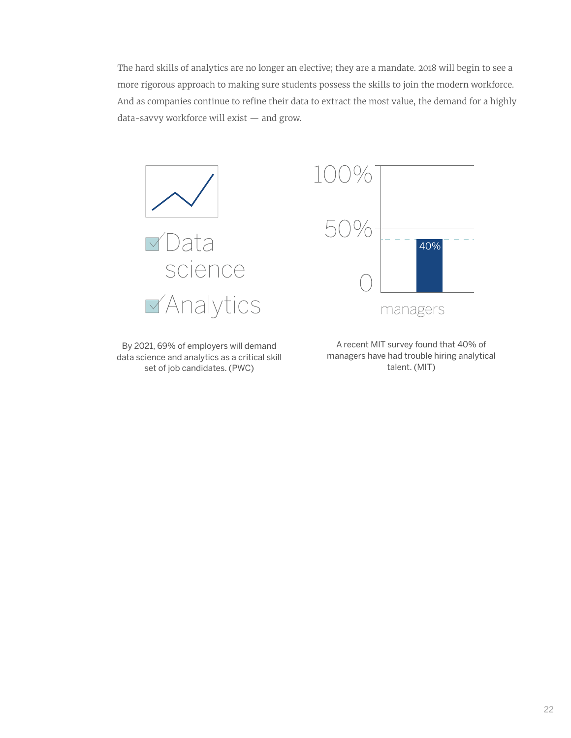The hard skills of analytics are no longer an elective; they are a mandate. 2018 will begin to see a more rigorous approach to making sure students possess the skills to join the modern workforce. And as companies continue to refine their data to extract the most value, the demand for a highly data-savvy workforce will exist — and grow.

☑ Data science

☑ Analytics

By 2021, 69% of employers will demand data science and analytics as a critical skill set of job candidates. (PWC)

100%

50%

40%

0

managers

A recent MIT survey found that 40% of managers have had trouble hiring analytical talent. (MIT)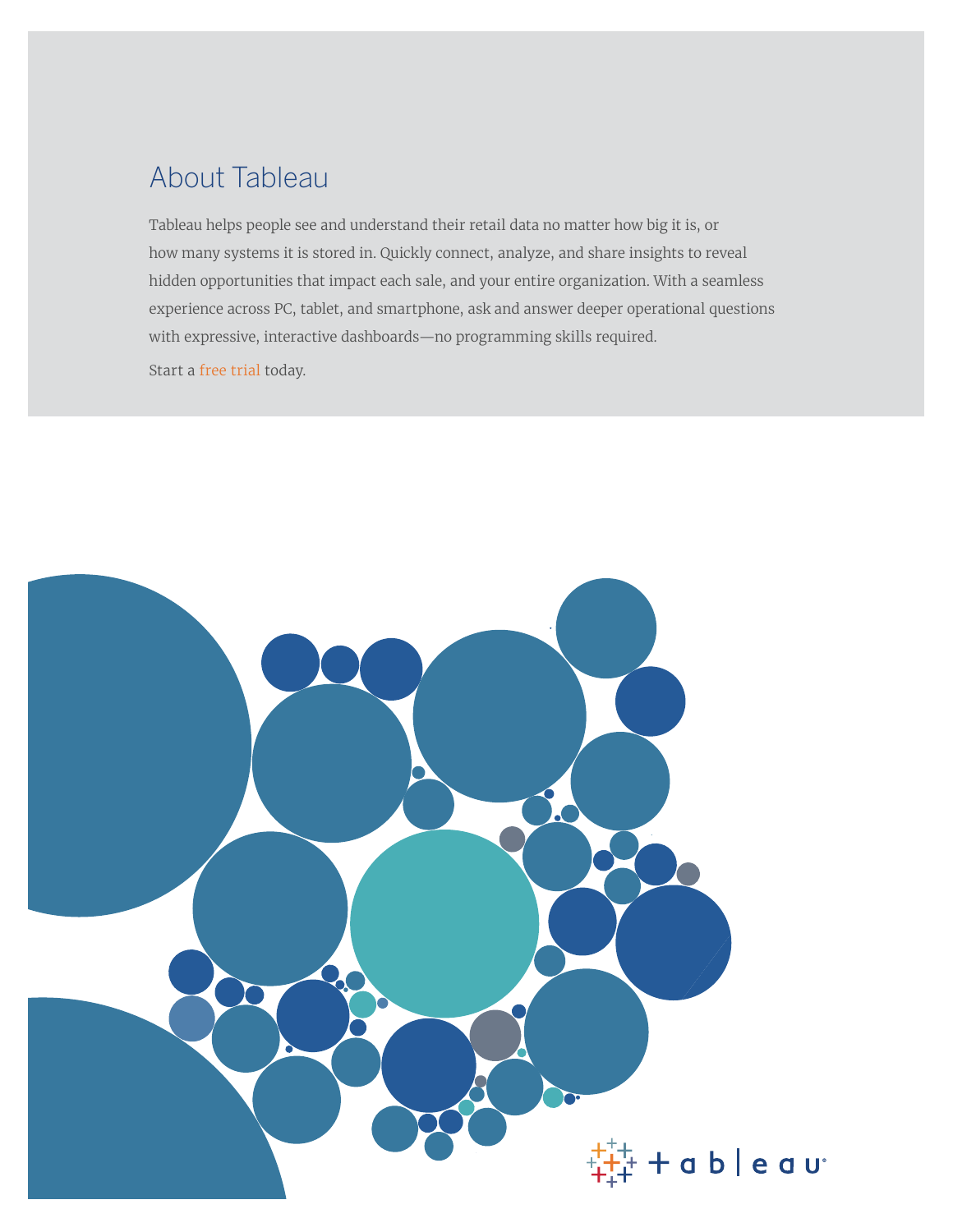# About Tableau

Tableau helps people see and understand their retail data no matter how big it is, or how many systems it is stored in. Quickly connect, analyze, and share insights to reveal hidden opportunities that impact each sale, and your entire organization. With a seamless experience across PC, tablet, and smartphone, ask and answer deeper operational questions with expressive, interactive dashboards—no programming skills required.

Start a free trial today.